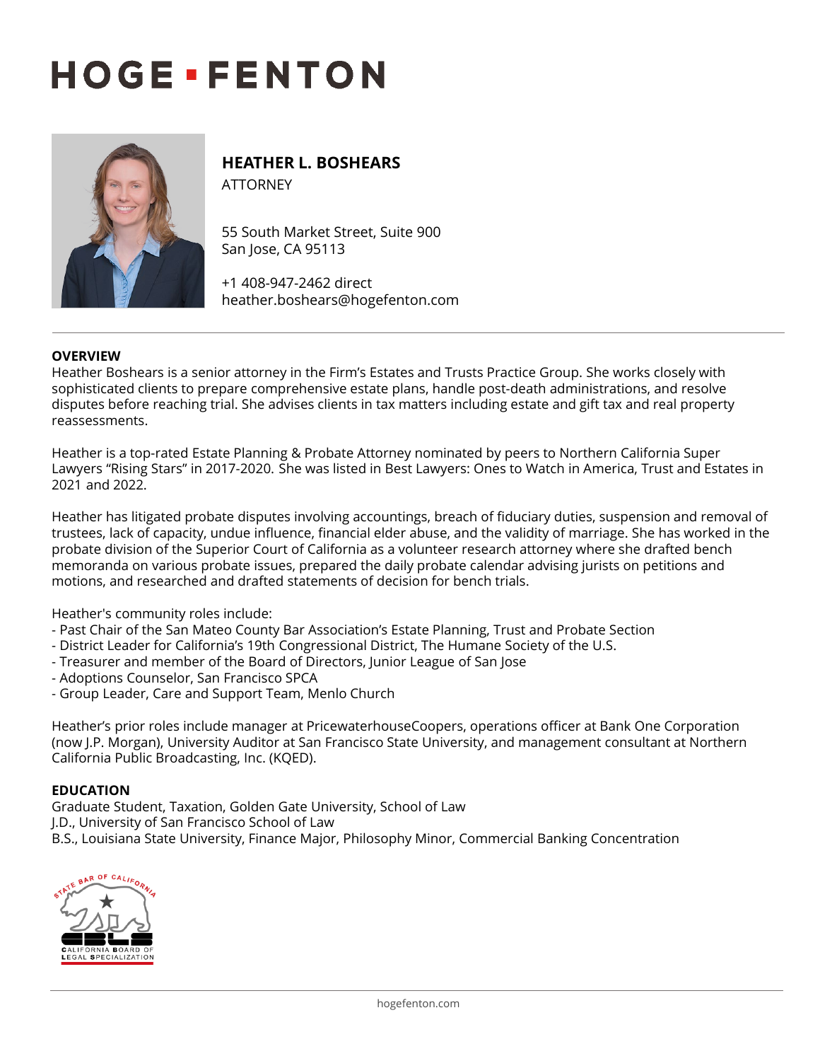# HOGE ▪ FENTON

## HEATHER L. BOSHEARS

ATTORNEY

55 South Market Street, Suite 900
San Jose, CA 95113

+1 408-947-2462 direct
heather.boshears@hogefenton.com

### OVERVIEW

Heather Boshears is a senior attorney in the Firm's Estates and Trusts Practice Group. She works closely with sophisticated clients to prepare comprehensive estate plans, handle post-death administrations, and resolve disputes before reaching trial. She advises clients in tax matters including estate and gift tax and real property reassessments.

Heather is a top-rated Estate Planning & Probate Attorney nominated by peers to Northern California Super Lawyers "Rising Stars" in 2017-2020. She was listed in Best Lawyers: Ones to Watch in America, Trust and Estates in 2021 and 2022.

Heather has litigated probate disputes involving accountings, breach of fiduciary duties, suspension and removal of trustees, lack of capacity, undue influence, financial elder abuse, and the validity of marriage. She has worked in the probate division of the Superior Court of California as a volunteer research attorney where she drafted bench memoranda on various probate issues, prepared the daily probate calendar advising jurists on petitions and motions, and researched and drafted statements of decision for bench trials.

Heather's community roles include:
- Past Chair of the San Mateo County Bar Association's Estate Planning, Trust and Probate Section
- District Leader for California's 19th Congressional District, The Humane Society of the U.S.
- Treasurer and member of the Board of Directors, Junior League of San Jose
- Adoptions Counselor, San Francisco SPCA
- Group Leader, Care and Support Team, Menlo Church

Heather's prior roles include manager at PricewaterhouseCoopers, operations officer at Bank One Corporation (now J.P. Morgan), University Auditor at San Francisco State University, and management consultant at Northern California Public Broadcasting, Inc. (KQED).

### EDUCATION

Graduate Student, Taxation, Golden Gate University, School of Law
J.D., University of San Francisco School of Law
B.S., Louisiana State University, Finance Major, Philosophy Minor, Commercial Banking Concentration

STATE BAR OF CALIFORNIA
CBLS
CALIFORNIA BOARD OF LEGAL SPECIALIZATION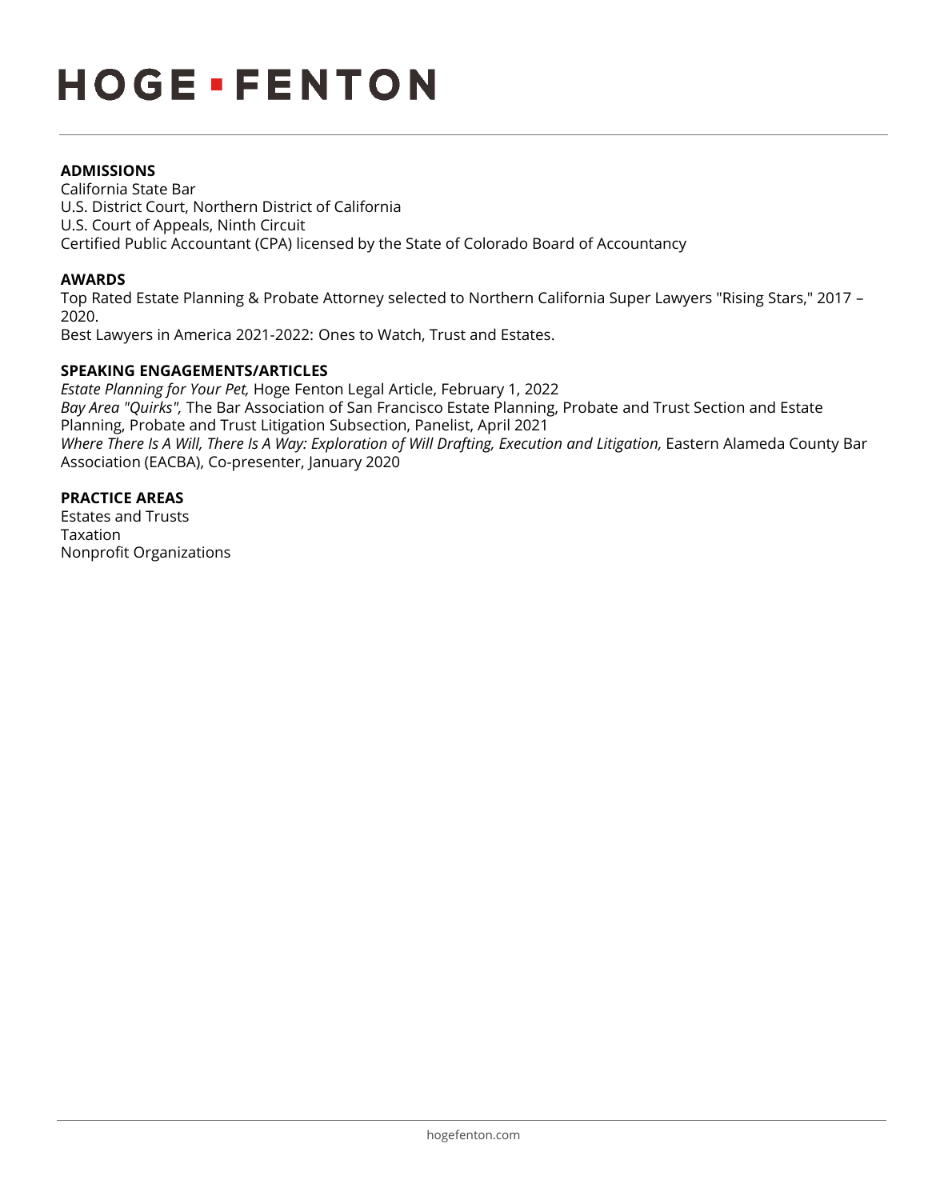## ADMISSIONS

California State Bar
U.S. District Court, Northern District of California
U.S. Court of Appeals, Ninth Circuit
Certified Public Accountant (CPA) licensed by the State of Colorado Board of Accountancy

## AWARDS

Top Rated Estate Planning & Probate Attorney selected to Northern California Super Lawyers "Rising Stars," 2017 – 2020.
Best Lawyers in America 2021-2022: Ones to Watch, Trust and Estates.

## SPEAKING ENGAGEMENTS/ARTICLES

*Estate Planning for Your Pet,* Hoge Fenton Legal Article, February 1, 2022
*Bay Area "Quirks",* The Bar Association of San Francisco Estate Planning, Probate and Trust Section and Estate Planning, Probate and Trust Litigation Subsection, Panelist, April 2021
*Where There Is A Will, There Is A Way: Exploration of Will Drafting, Execution and Litigation,* Eastern Alameda County Bar Association (EACBA), Co-presenter, January 2020

## PRACTICE AREAS

Estates and Trusts
Taxation
Nonprofit Organizations